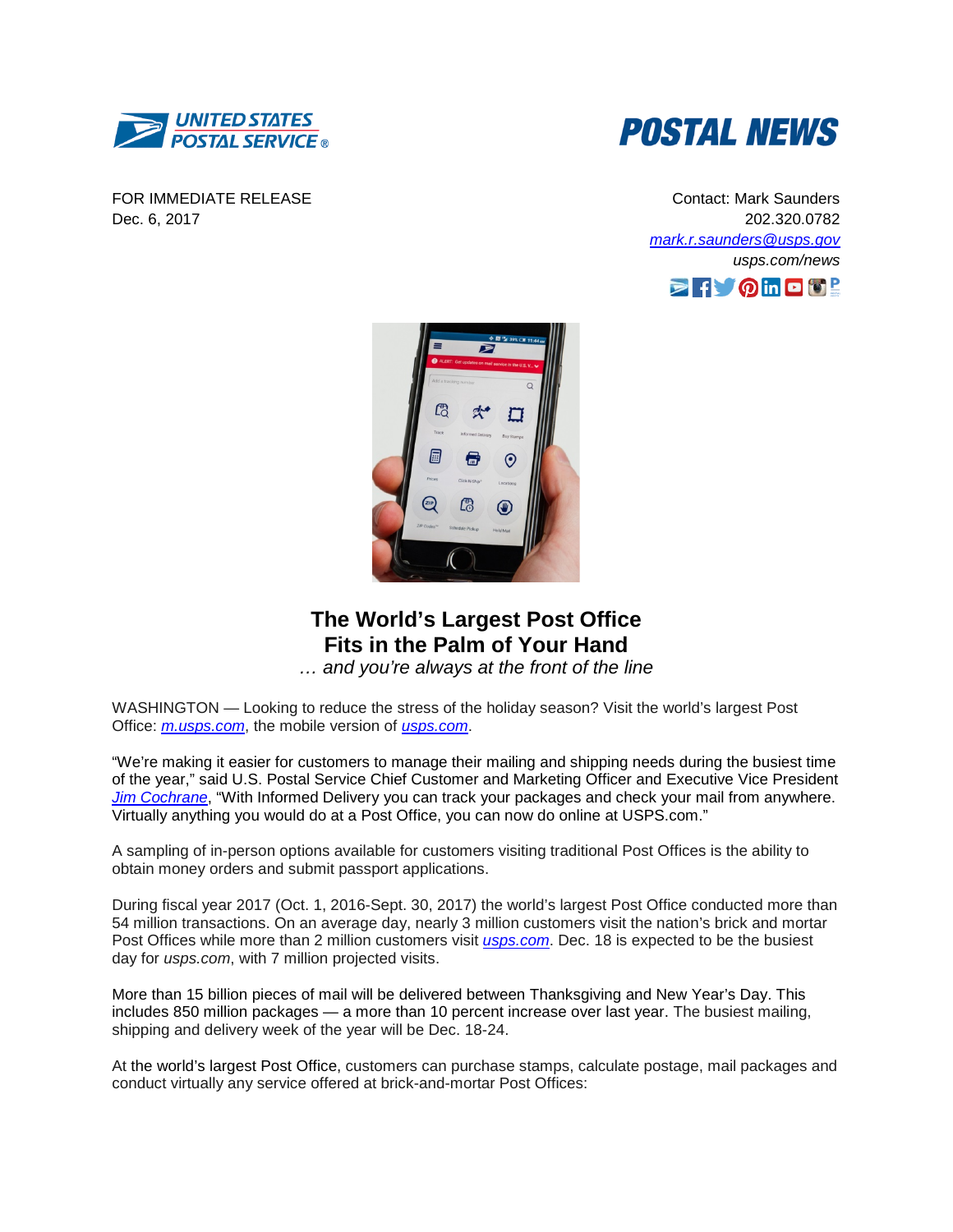UNITED STATES POSTAL SERVICE ®

POSTAL NEWS

FOR IMMEDIATE RELEASE
Dec. 6, 2017

Contact: Mark Saunders
202.320.0782
mark.r.saunders@usps.gov
*usps.com/news*

# The World's Largest Post Office Fits in the Palm of Your Hand

*… and you're always at the front of the line*

WASHINGTON — Looking to reduce the stress of the holiday season? Visit the world's largest Post Office: *m.usps.com*, the mobile version of *usps.com*.

"We're making it easier for customers to manage their mailing and shipping needs during the busiest time of the year," said U.S. Postal Service Chief Customer and Marketing Officer and Executive Vice President *Jim Cochrane*, "With Informed Delivery you can track your packages and check your mail from anywhere. Virtually anything you would do at a Post Office, you can now do online at USPS.com."

A sampling of in-person options available for customers visiting traditional Post Offices is the ability to obtain money orders and submit passport applications.

During fiscal year 2017 (Oct. 1, 2016-Sept. 30, 2017) the world's largest Post Office conducted more than 54 million transactions. On an average day, nearly 3 million customers visit the nation's brick and mortar Post Offices while more than 2 million customers visit *usps.com*. Dec. 18 is expected to be the busiest day for *usps.com*, with 7 million projected visits.

More than 15 billion pieces of mail will be delivered between Thanksgiving and New Year's Day. This includes 850 million packages — a more than 10 percent increase over last year. The busiest mailing, shipping and delivery week of the year will be Dec. 18-24.

At the world's largest Post Office, customers can purchase stamps, calculate postage, mail packages and conduct virtually any service offered at brick-and-mortar Post Offices: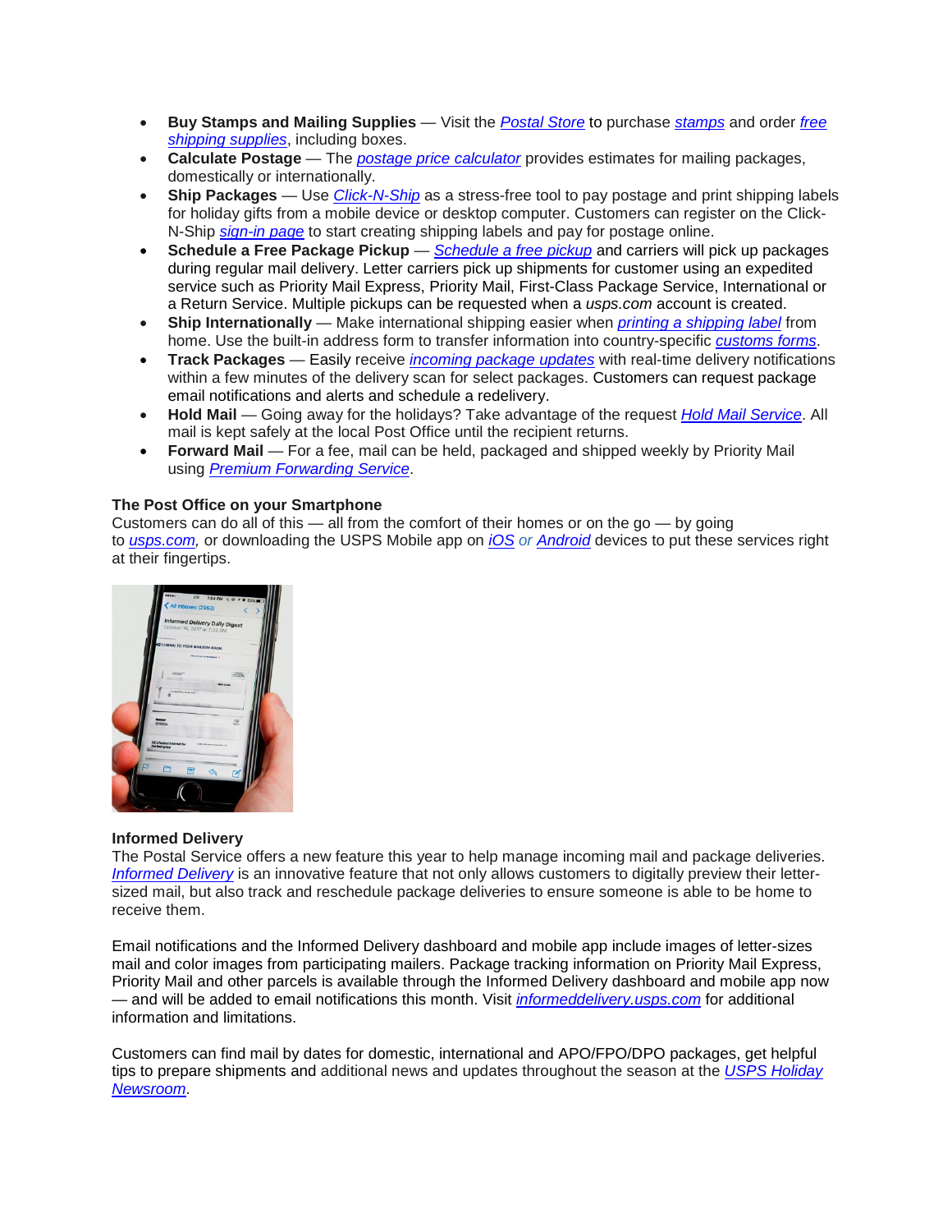- **Buy Stamps and Mailing Supplies** — Visit the *Postal Store* to purchase *stamps* and order *free shipping supplies*, including boxes.
- **Calculate Postage** — The *postage price calculator* provides estimates for mailing packages, domestically or internationally.
- **Ship Packages** — Use *Click-N-Ship* as a stress-free tool to pay postage and print shipping labels for holiday gifts from a mobile device or desktop computer. Customers can register on the Click-N-Ship *sign-in page* to start creating shipping labels and pay for postage online.
- **Schedule a Free Package Pickup** — *Schedule a free pickup* and carriers will pick up packages during regular mail delivery. Letter carriers pick up shipments for customer using an expedited service such as Priority Mail Express, Priority Mail, First-Class Package Service, International or a Return Service. Multiple pickups can be requested when a *usps.com* account is created.
- **Ship Internationally** — Make international shipping easier when *printing a shipping label* from home. Use the built-in address form to transfer information into country-specific *customs forms*.
- **Track Packages** — Easily receive *incoming package updates* with real-time delivery notifications within a few minutes of the delivery scan for select packages. Customers can request package email notifications and alerts and schedule a redelivery.
- **Hold Mail** — Going away for the holidays? Take advantage of the request *Hold Mail Service*. All mail is kept safely at the local Post Office until the recipient returns.
- **Forward Mail** — For a fee, mail can be held, packaged and shipped weekly by Priority Mail using *Premium Forwarding Service*.

**The Post Office on your Smartphone**
Customers can do all of this — all from the comfort of their homes or on the go — by going to *usps.com,* or downloading the USPS Mobile app on *iOS or Android* devices to put these services right at their fingertips.

**Informed Delivery**
The Postal Service offers a new feature this year to help manage incoming mail and package deliveries. *Informed Delivery* is an innovative feature that not only allows customers to digitally preview their letter-sized mail, but also track and reschedule package deliveries to ensure someone is able to be home to receive them.

Email notifications and the Informed Delivery dashboard and mobile app include images of letter-sizes mail and color images from participating mailers. Package tracking information on Priority Mail Express, Priority Mail and other parcels is available through the Informed Delivery dashboard and mobile app now — and will be added to email notifications this month. Visit *informeddelivery.usps.com* for additional information and limitations.

Customers can find mail by dates for domestic, international and APO/FPO/DPO packages, get helpful tips to prepare shipments and additional news and updates throughout the season at the *USPS Holiday Newsroom*.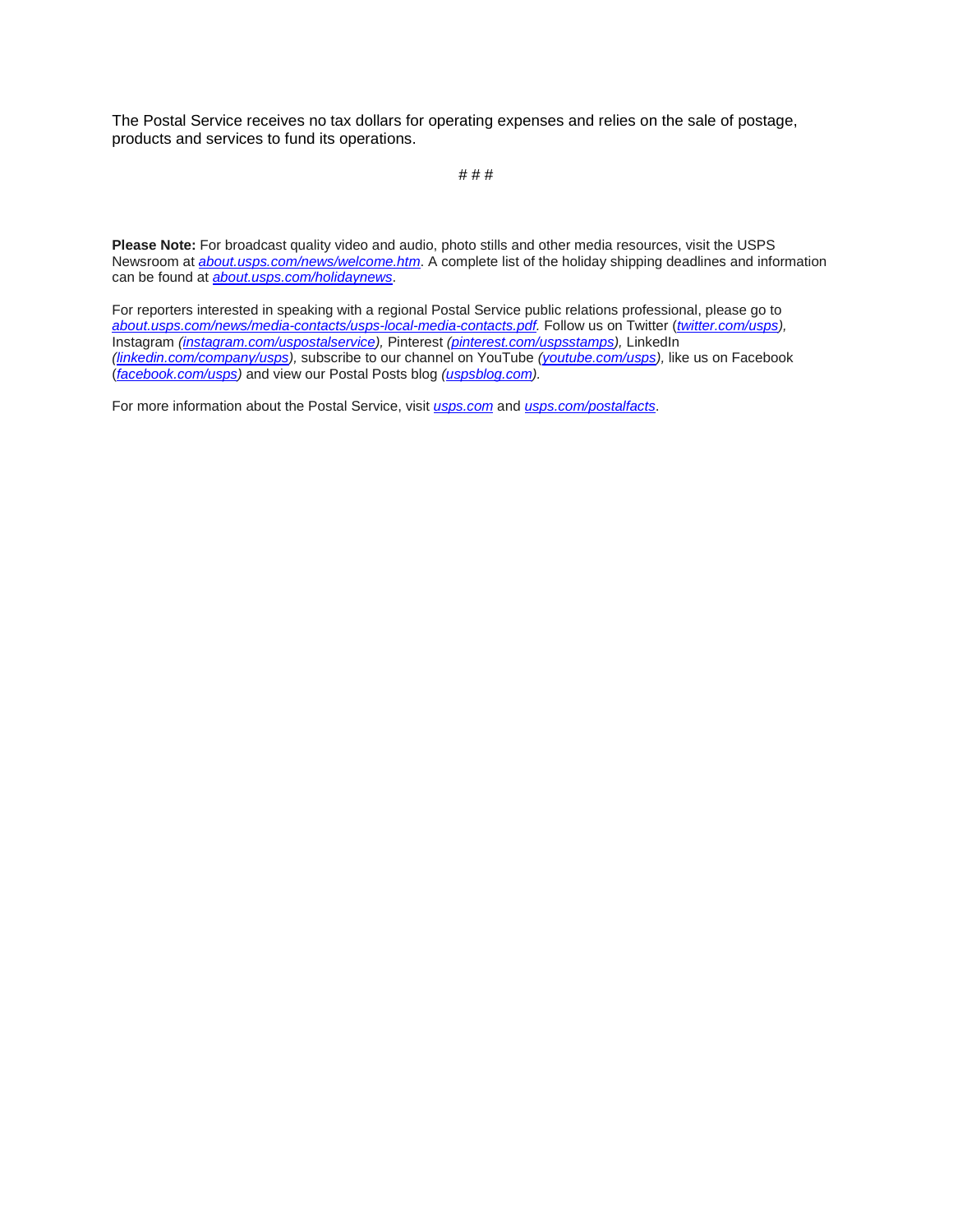The Postal Service receives no tax dollars for operating expenses and relies on the sale of postage, products and services to fund its operations.

# # #

**Please Note:** For broadcast quality video and audio, photo stills and other media resources, visit the USPS Newsroom at *about.usps.com/news/welcome.htm*. A complete list of the holiday shipping deadlines and information can be found at *about.usps.com/holidaynews*.

For reporters interested in speaking with a regional Postal Service public relations professional, please go to *about.usps.com/news/media-contacts/usps-local-media-contacts.pdf.* Follow us on Twitter (*twitter.com/usps*), Instagram *(instagram.com/uspostalservice),* Pinterest *(pinterest.com/uspsstamps),* LinkedIn *(linkedin.com/company/usps),* subscribe to our channel on YouTube *(youtube.com/usps),* like us on Facebook (*facebook.com/usps)* and view our Postal Posts blog *(uspsblog.com).*

For more information about the Postal Service, visit *usps.com* and *usps.com/postalfacts*.